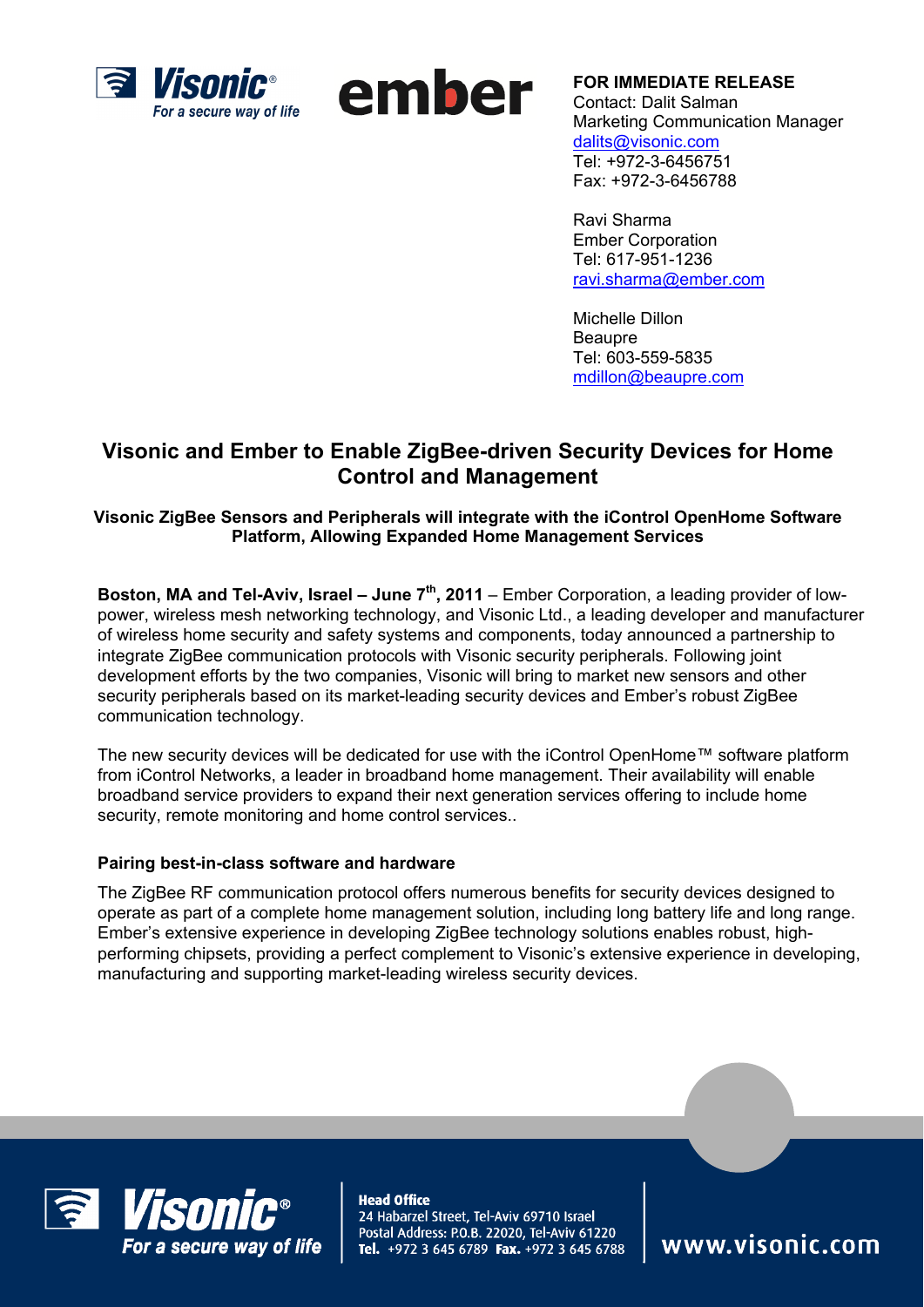**FOR IMMEDIATE RELEASE**
Contact: Dalit Salman
Marketing Communication Manager
dalits@visonic.com
Tel: +972-3-6456751
Fax: +972-3-6456788

Ravi Sharma
Ember Corporation
Tel: 617-951-1236
ravi.sharma@ember.com

Michelle Dillon
Beaupre
Tel: 603-559-5835
mdillon@beaupre.com

# Visonic and Ember to Enable ZigBee-driven Security Devices for Home Control and Management

**Visonic ZigBee Sensors and Peripherals will integrate with the iControl OpenHome Software Platform, Allowing Expanded Home Management Services**

**Boston, MA and Tel-Aviv, Israel – June 7th, 2011** – Ember Corporation, a leading provider of low-power, wireless mesh networking technology, and Visonic Ltd., a leading developer and manufacturer of wireless home security and safety systems and components, today announced a partnership to integrate ZigBee communication protocols with Visonic security peripherals. Following joint development efforts by the two companies, Visonic will bring to market new sensors and other security peripherals based on its market-leading security devices and Ember's robust ZigBee communication technology.

The new security devices will be dedicated for use with the iControl OpenHome™ software platform from iControl Networks, a leader in broadband home management. Their availability will enable broadband service providers to expand their next generation services offering to include home security, remote monitoring and home control services..

### Pairing best-in-class software and hardware

The ZigBee RF communication protocol offers numerous benefits for security devices designed to operate as part of a complete home management solution, including long battery life and long range. Ember's extensive experience in developing ZigBee technology solutions enables robust, high-performing chipsets, providing a perfect complement to Visonic's extensive experience in developing, manufacturing and supporting market-leading wireless security devices.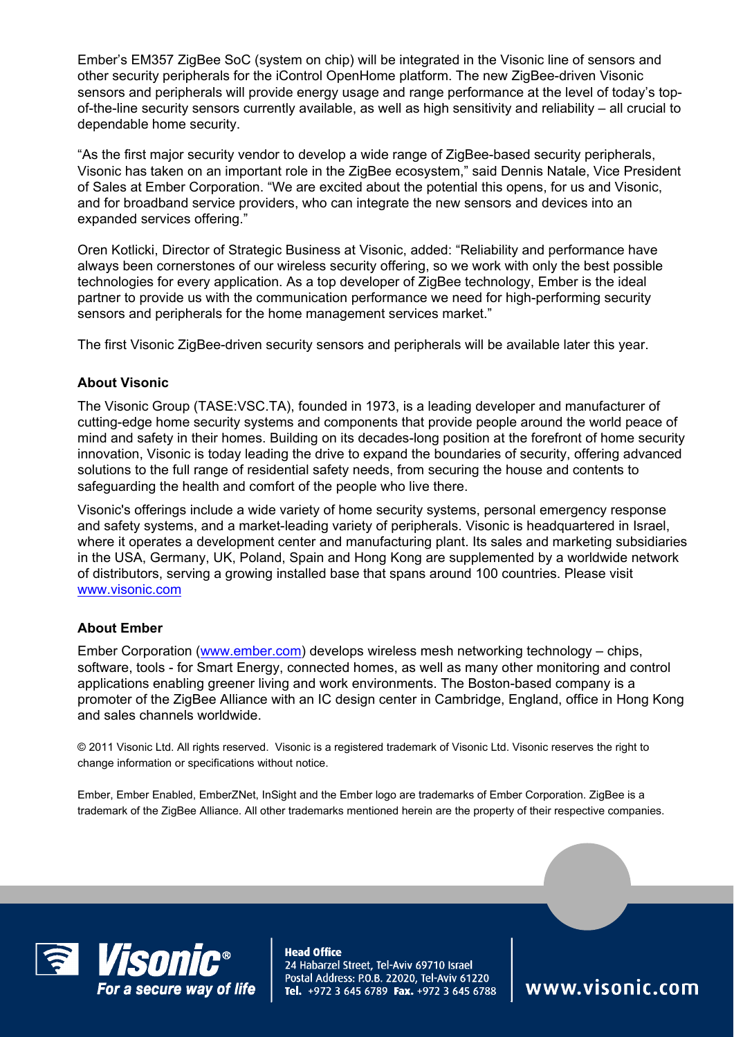Ember's EM357 ZigBee SoC (system on chip) will be integrated in the Visonic line of sensors and other security peripherals for the iControl OpenHome platform. The new ZigBee-driven Visonic sensors and peripherals will provide energy usage and range performance at the level of today's top-of-the-line security sensors currently available, as well as high sensitivity and reliability – all crucial to dependable home security.

"As the first major security vendor to develop a wide range of ZigBee-based security peripherals, Visonic has taken on an important role in the ZigBee ecosystem," said Dennis Natale, Vice President of Sales at Ember Corporation. "We are excited about the potential this opens, for us and Visonic, and for broadband service providers, who can integrate the new sensors and devices into an expanded services offering."

Oren Kotlicki, Director of Strategic Business at Visonic, added: "Reliability and performance have always been cornerstones of our wireless security offering, so we work with only the best possible technologies for every application. As a top developer of ZigBee technology, Ember is the ideal partner to provide us with the communication performance we need for high-performing security sensors and peripherals for the home management services market."

The first Visonic ZigBee-driven security sensors and peripherals will be available later this year.

**About Visonic**

The Visonic Group (TASE:VSC.TA), founded in 1973, is a leading developer and manufacturer of cutting-edge home security systems and components that provide people around the world peace of mind and safety in their homes. Building on its decades-long position at the forefront of home security innovation, Visonic is today leading the drive to expand the boundaries of security, offering advanced solutions to the full range of residential safety needs, from securing the house and contents to safeguarding the health and comfort of the people who live there.

Visonic's offerings include a wide variety of home security systems, personal emergency response and safety systems, and a market-leading variety of peripherals. Visonic is headquartered in Israel, where it operates a development center and manufacturing plant. Its sales and marketing subsidiaries in the USA, Germany, UK, Poland, Spain and Hong Kong are supplemented by a worldwide network of distributors, serving a growing installed base that spans around 100 countries. Please visit www.visonic.com

**About Ember**

Ember Corporation (www.ember.com) develops wireless mesh networking technology – chips, software, tools - for Smart Energy, connected homes, as well as many other monitoring and control applications enabling greener living and work environments. The Boston-based company is a promoter of the ZigBee Alliance with an IC design center in Cambridge, England, office in Hong Kong and sales channels worldwide.

© 2011 Visonic Ltd. All rights reserved. Visonic is a registered trademark of Visonic Ltd. Visonic reserves the right to change information or specifications without notice.

Ember, Ember Enabled, EmberZNet, InSight and the Ember logo are trademarks of Ember Corporation. ZigBee is a trademark of the ZigBee Alliance. All other trademarks mentioned herein are the property of their respective companies.

Visonic®
*For a secure way of life*

**Head Office**
24 Habarzel Street, Tel-Aviv 69710 Israel
Postal Address: P.O.B. 22020, Tel-Aviv 61220
**Tel.** +972 3 645 6789 **Fax.** +972 3 645 6788

www.visonic.com